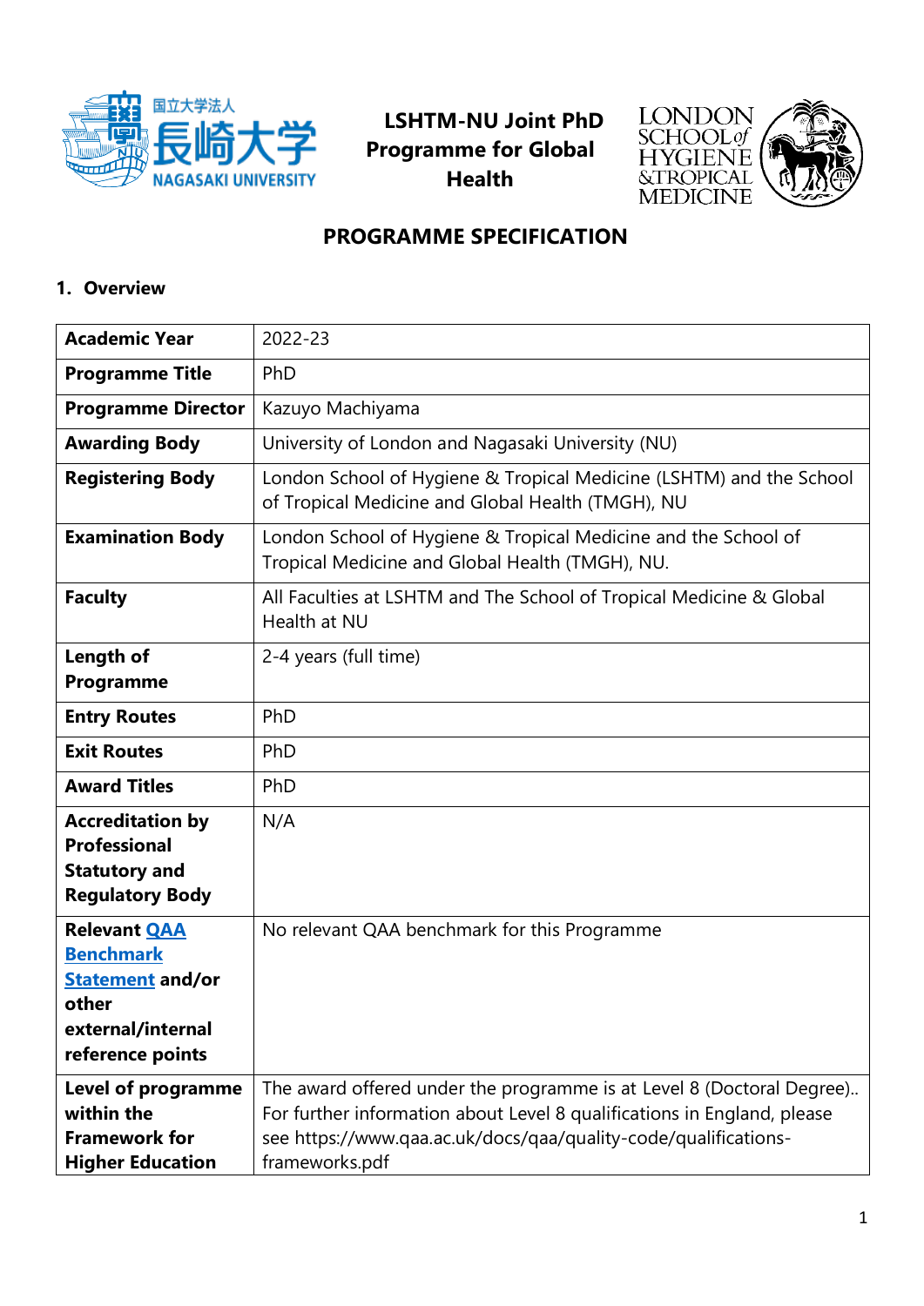# LSHTM-NU Joint PhD Programme for Global Health

## PROGRAMME SPECIFICATION

### 1. Overview

| | |
|---|---|
| **Academic Year** | 2022-23 |
| **Programme Title** | PhD |
| **Programme Director** | Kazuyo Machiyama |
| **Awarding Body** | University of London and Nagasaki University (NU) |
| **Registering Body** | London School of Hygiene & Tropical Medicine (LSHTM) and the School of Tropical Medicine and Global Health (TMGH), NU |
| **Examination Body** | London School of Hygiene & Tropical Medicine and the School of Tropical Medicine and Global Health (TMGH), NU. |
| **Faculty** | All Faculties at LSHTM and The School of Tropical Medicine & Global Health at NU |
| **Length of Programme** | 2-4 years (full time) |
| **Entry Routes** | PhD |
| **Exit Routes** | PhD |
| **Award Titles** | PhD |
| **Accreditation by Professional Statutory and Regulatory Body** | N/A |
| **Relevant QAA Benchmark Statement and/or other external/internal reference points** | No relevant QAA benchmark for this Programme |
| **Level of programme within the Framework for Higher Education** | The award offered under the programme is at Level 8 (Doctoral Degree).. For further information about Level 8 qualifications in England, please see https://www.qaa.ac.uk/docs/qaa/quality-code/qualifications-frameworks.pdf |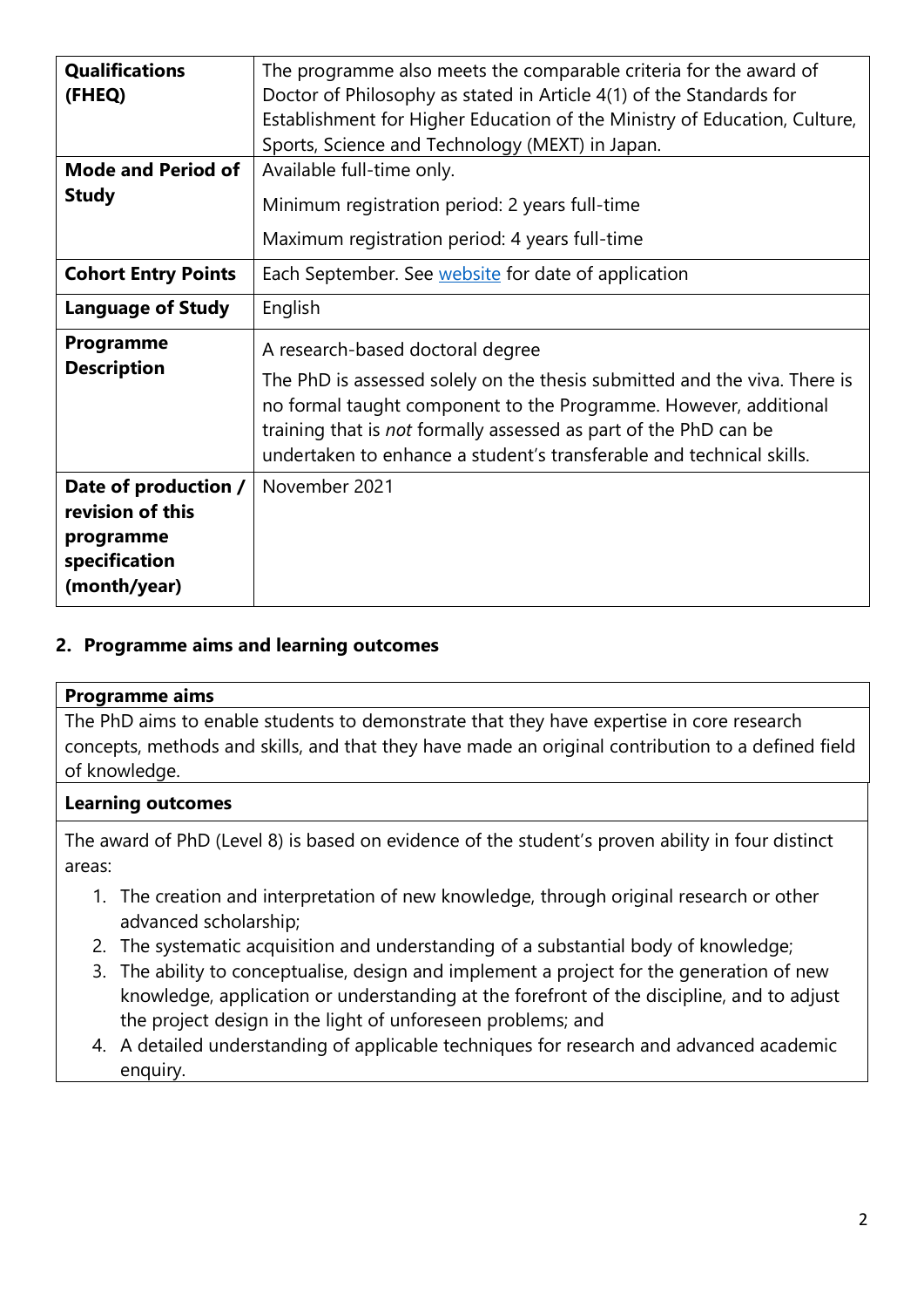| | |
|---|---|
| **Qualifications (FHEQ)** | The programme also meets the comparable criteria for the award of Doctor of Philosophy as stated in Article 4(1) of the Standards for Establishment for Higher Education of the Ministry of Education, Culture, Sports, Science and Technology (MEXT) in Japan. |
| **Mode and Period of Study** | Available full-time only.<br>Minimum registration period: 2 years full-time<br>Maximum registration period: 4 years full-time |
| **Cohort Entry Points** | Each September. See website for date of application |
| **Language of Study** | English |
| **Programme Description** | A research-based doctoral degree<br>The PhD is assessed solely on the thesis submitted and the viva. There is no formal taught component to the Programme. However, additional training that is *not* formally assessed as part of the PhD can be undertaken to enhance a student's transferable and technical skills. |
| **Date of production / revision of this programme specification (month/year)** | November 2021 |

## 2. Programme aims and learning outcomes

**Programme aims**

The PhD aims to enable students to demonstrate that they have expertise in core research concepts, methods and skills, and that they have made an original contribution to a defined field of knowledge.

**Learning outcomes**

The award of PhD (Level 8) is based on evidence of the student's proven ability in four distinct areas:

1. The creation and interpretation of new knowledge, through original research or other advanced scholarship;
2. The systematic acquisition and understanding of a substantial body of knowledge;
3. The ability to conceptualise, design and implement a project for the generation of new knowledge, application or understanding at the forefront of the discipline, and to adjust the project design in the light of unforeseen problems; and
4. A detailed understanding of applicable techniques for research and advanced academic enquiry.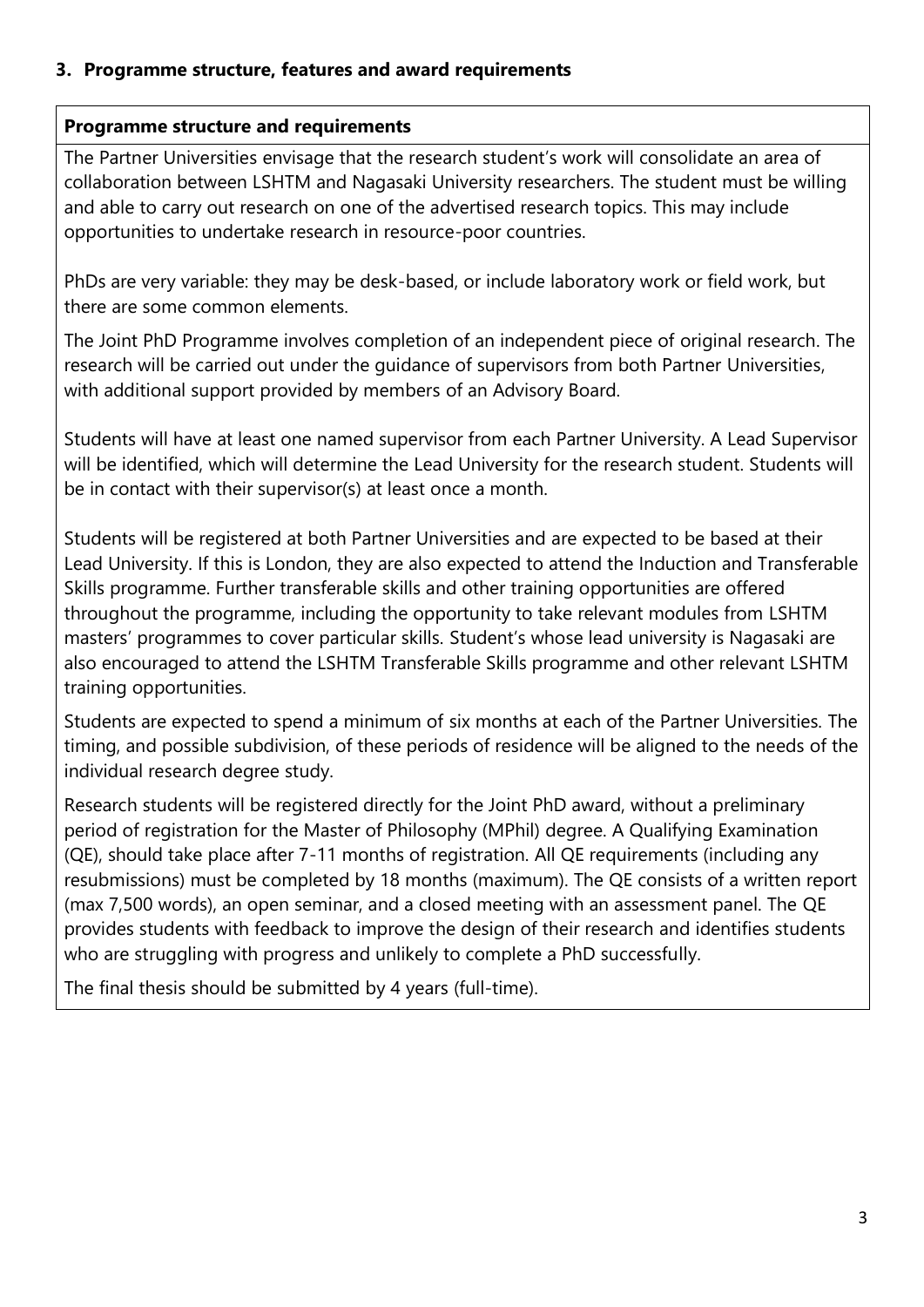## 3. Programme structure, features and award requirements

**Programme structure and requirements**

The Partner Universities envisage that the research student's work will consolidate an area of collaboration between LSHTM and Nagasaki University researchers. The student must be willing and able to carry out research on one of the advertised research topics. This may include opportunities to undertake research in resource-poor countries.

PhDs are very variable: they may be desk-based, or include laboratory work or field work, but there are some common elements.

The Joint PhD Programme involves completion of an independent piece of original research. The research will be carried out under the guidance of supervisors from both Partner Universities, with additional support provided by members of an Advisory Board.

Students will have at least one named supervisor from each Partner University. A Lead Supervisor will be identified, which will determine the Lead University for the research student. Students will be in contact with their supervisor(s) at least once a month.

Students will be registered at both Partner Universities and are expected to be based at their Lead University. If this is London, they are also expected to attend the Induction and Transferable Skills programme. Further transferable skills and other training opportunities are offered throughout the programme, including the opportunity to take relevant modules from LSHTM masters' programmes to cover particular skills. Student's whose lead university is Nagasaki are also encouraged to attend the LSHTM Transferable Skills programme and other relevant LSHTM training opportunities.

Students are expected to spend a minimum of six months at each of the Partner Universities. The timing, and possible subdivision, of these periods of residence will be aligned to the needs of the individual research degree study.

Research students will be registered directly for the Joint PhD award, without a preliminary period of registration for the Master of Philosophy (MPhil) degree. A Qualifying Examination (QE), should take place after 7-11 months of registration. All QE requirements (including any resubmissions) must be completed by 18 months (maximum). The QE consists of a written report (max 7,500 words), an open seminar, and a closed meeting with an assessment panel. The QE provides students with feedback to improve the design of their research and identifies students who are struggling with progress and unlikely to complete a PhD successfully.

The final thesis should be submitted by 4 years (full-time).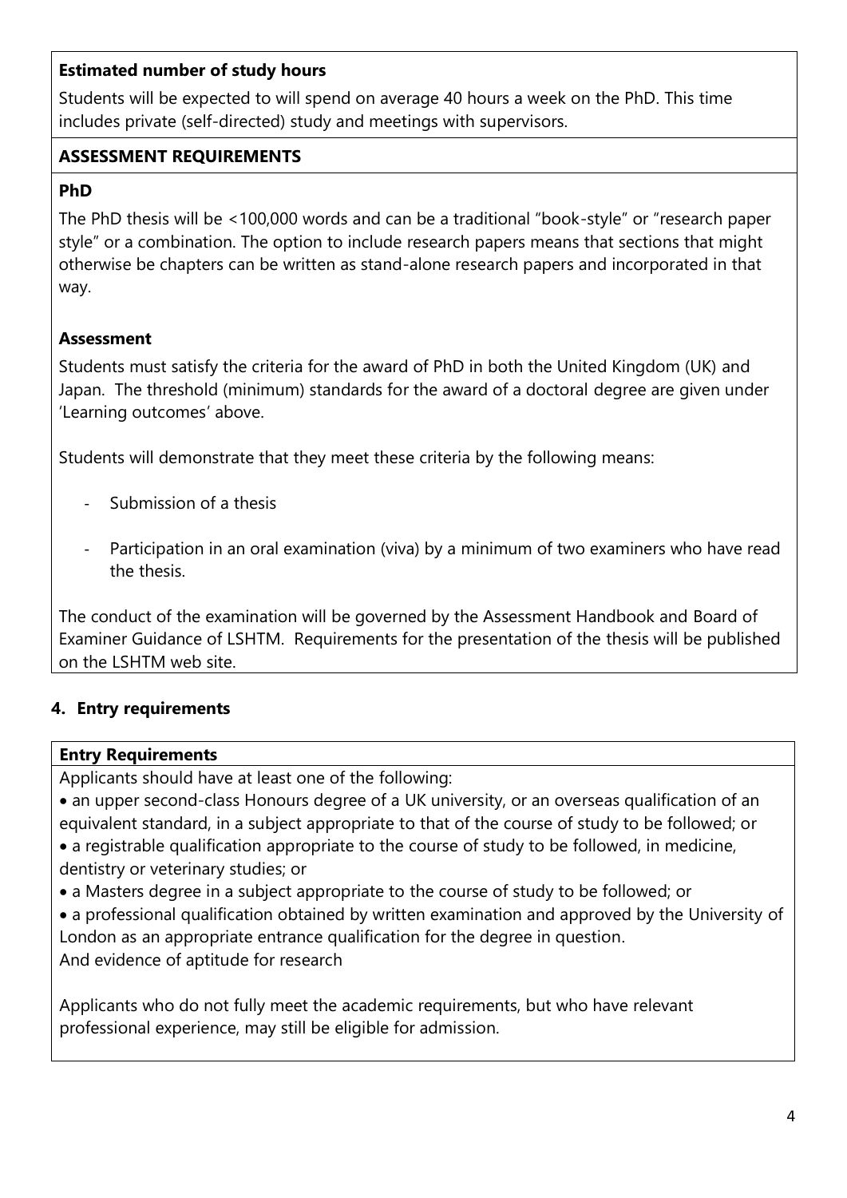**Estimated number of study hours**

Students will be expected to will spend on average 40 hours a week on the PhD. This time includes private (self-directed) study and meetings with supervisors.

**ASSESSMENT REQUIREMENTS**

**PhD**

The PhD thesis will be <100,000 words and can be a traditional "book-style" or "research paper style" or a combination. The option to include research papers means that sections that might otherwise be chapters can be written as stand-alone research papers and incorporated in that way.

**Assessment**

Students must satisfy the criteria for the award of PhD in both the United Kingdom (UK) and Japan. The threshold (minimum) standards for the award of a doctoral degree are given under 'Learning outcomes' above.

Students will demonstrate that they meet these criteria by the following means:

- Submission of a thesis
- Participation in an oral examination (viva) by a minimum of two examiners who have read the thesis.

The conduct of the examination will be governed by the Assessment Handbook and Board of Examiner Guidance of LSHTM. Requirements for the presentation of the thesis will be published on the LSHTM web site.

## 4. Entry requirements

**Entry Requirements**

Applicants should have at least one of the following:

- an upper second-class Honours degree of a UK university, or an overseas qualification of an equivalent standard, in a subject appropriate to that of the course of study to be followed; or
- a registrable qualification appropriate to the course of study to be followed, in medicine, dentistry or veterinary studies; or
- a Masters degree in a subject appropriate to the course of study to be followed; or
- a professional qualification obtained by written examination and approved by the University of London as an appropriate entrance qualification for the degree in question.

And evidence of aptitude for research

Applicants who do not fully meet the academic requirements, but who have relevant professional experience, may still be eligible for admission.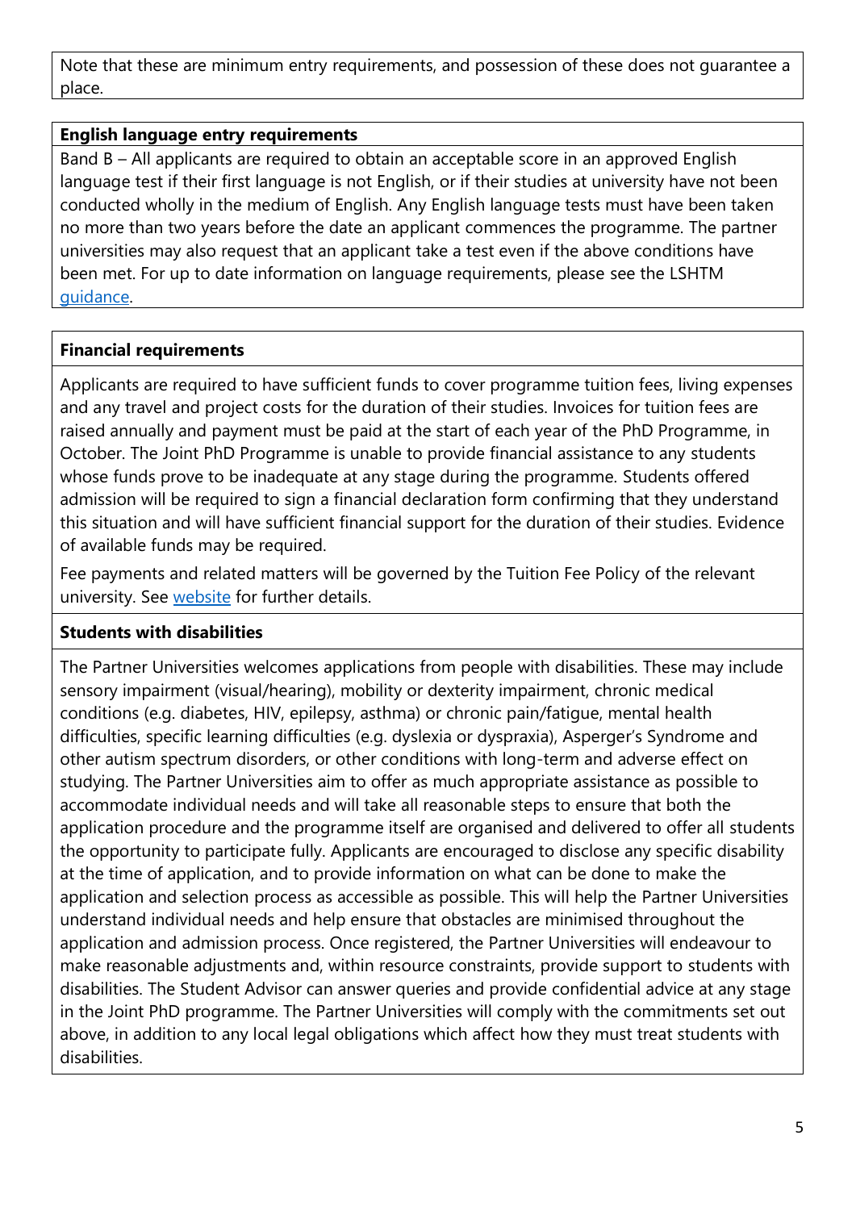Note that these are minimum entry requirements, and possession of these does not guarantee a place.

**English language entry requirements**

Band B – All applicants are required to obtain an acceptable score in an approved English language test if their first language is not English, or if their studies at university have not been conducted wholly in the medium of English. Any English language tests must have been taken no more than two years before the date an applicant commences the programme. The partner universities may also request that an applicant take a test even if the above conditions have been met. For up to date information on language requirements, please see the LSHTM guidance.

**Financial requirements**

Applicants are required to have sufficient funds to cover programme tuition fees, living expenses and any travel and project costs for the duration of their studies. Invoices for tuition fees are raised annually and payment must be paid at the start of each year of the PhD Programme, in October. The Joint PhD Programme is unable to provide financial assistance to any students whose funds prove to be inadequate at any stage during the programme. Students offered admission will be required to sign a financial declaration form confirming that they understand this situation and will have sufficient financial support for the duration of their studies. Evidence of available funds may be required.

Fee payments and related matters will be governed by the Tuition Fee Policy of the relevant university. See website for further details.

**Students with disabilities**

The Partner Universities welcomes applications from people with disabilities. These may include sensory impairment (visual/hearing), mobility or dexterity impairment, chronic medical conditions (e.g. diabetes, HIV, epilepsy, asthma) or chronic pain/fatigue, mental health difficulties, specific learning difficulties (e.g. dyslexia or dyspraxia), Asperger's Syndrome and other autism spectrum disorders, or other conditions with long-term and adverse effect on studying. The Partner Universities aim to offer as much appropriate assistance as possible to accommodate individual needs and will take all reasonable steps to ensure that both the application procedure and the programme itself are organised and delivered to offer all students the opportunity to participate fully. Applicants are encouraged to disclose any specific disability at the time of application, and to provide information on what can be done to make the application and selection process as accessible as possible. This will help the Partner Universities understand individual needs and help ensure that obstacles are minimised throughout the application and admission process. Once registered, the Partner Universities will endeavour to make reasonable adjustments and, within resource constraints, provide support to students with disabilities. The Student Advisor can answer queries and provide confidential advice at any stage in the Joint PhD programme. The Partner Universities will comply with the commitments set out above, in addition to any local legal obligations which affect how they must treat students with disabilities.